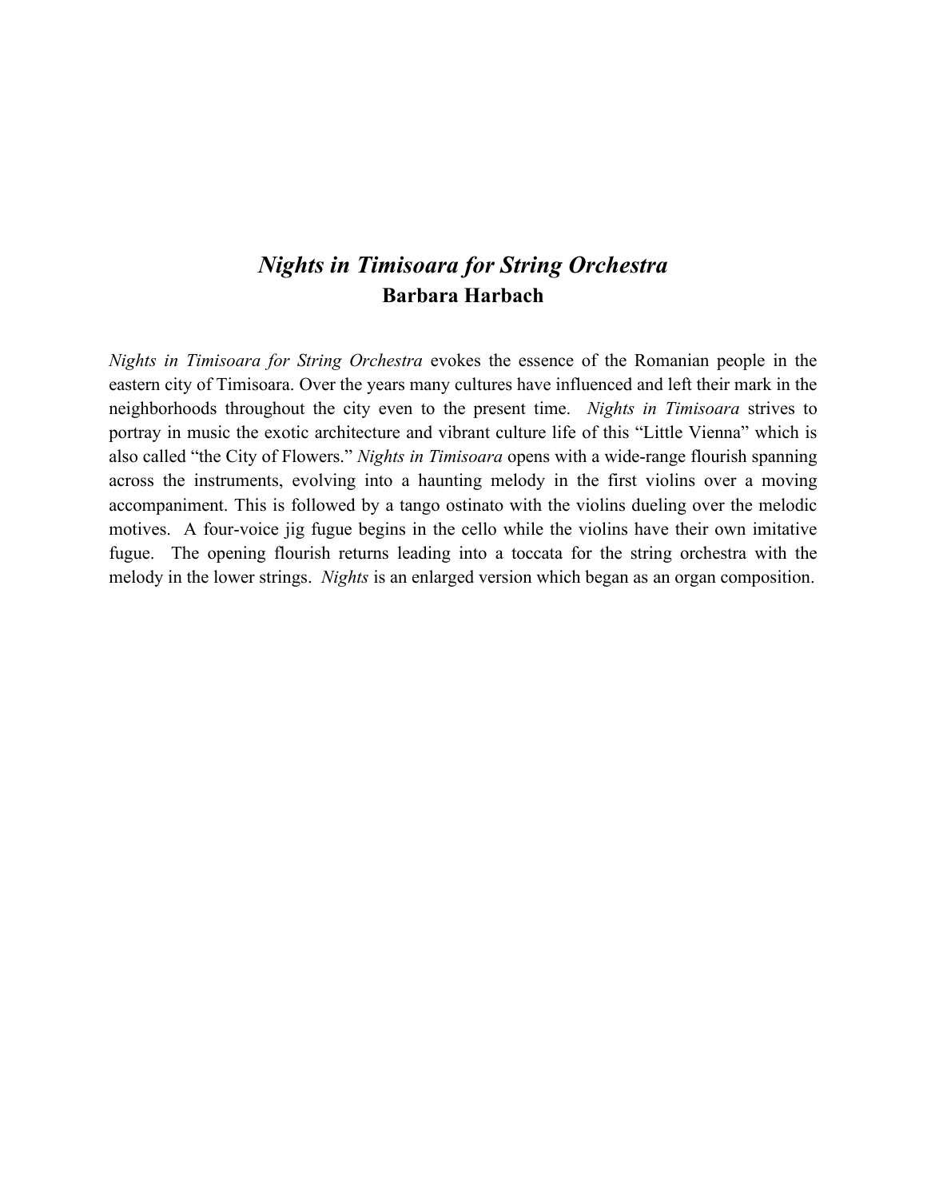# *Nights in Timisoara for String Orchestra*

## Barbara Harbach

*Nights in Timisoara for String Orchestra* evokes the essence of the Romanian people in the eastern city of Timisoara. Over the years many cultures have influenced and left their mark in the neighborhoods throughout the city even to the present time. *Nights in Timisoara* strives to portray in music the exotic architecture and vibrant culture life of this "Little Vienna" which is also called "the City of Flowers." *Nights in Timisoara* opens with a wide-range flourish spanning across the instruments, evolving into a haunting melody in the first violins over a moving accompaniment. This is followed by a tango ostinato with the violins dueling over the melodic motives. A four-voice jig fugue begins in the cello while the violins have their own imitative fugue. The opening flourish returns leading into a toccata for the string orchestra with the melody in the lower strings. *Nights* is an enlarged version which began as an organ composition.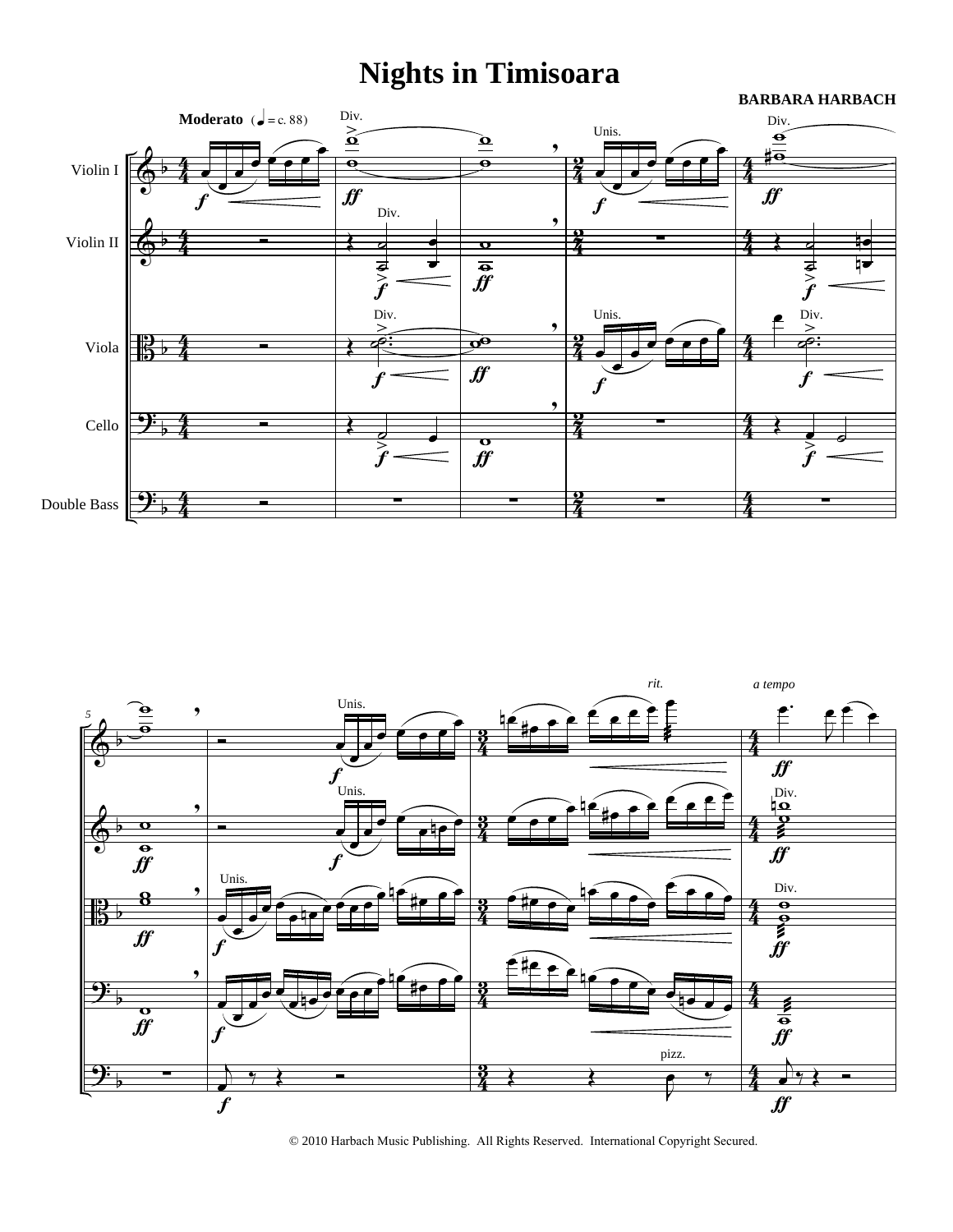# Nights in Timisoara

**BARBARA HARBACH**

© 2010 Harbach Music Publishing. All Rights Reserved. International Copyright Secured.